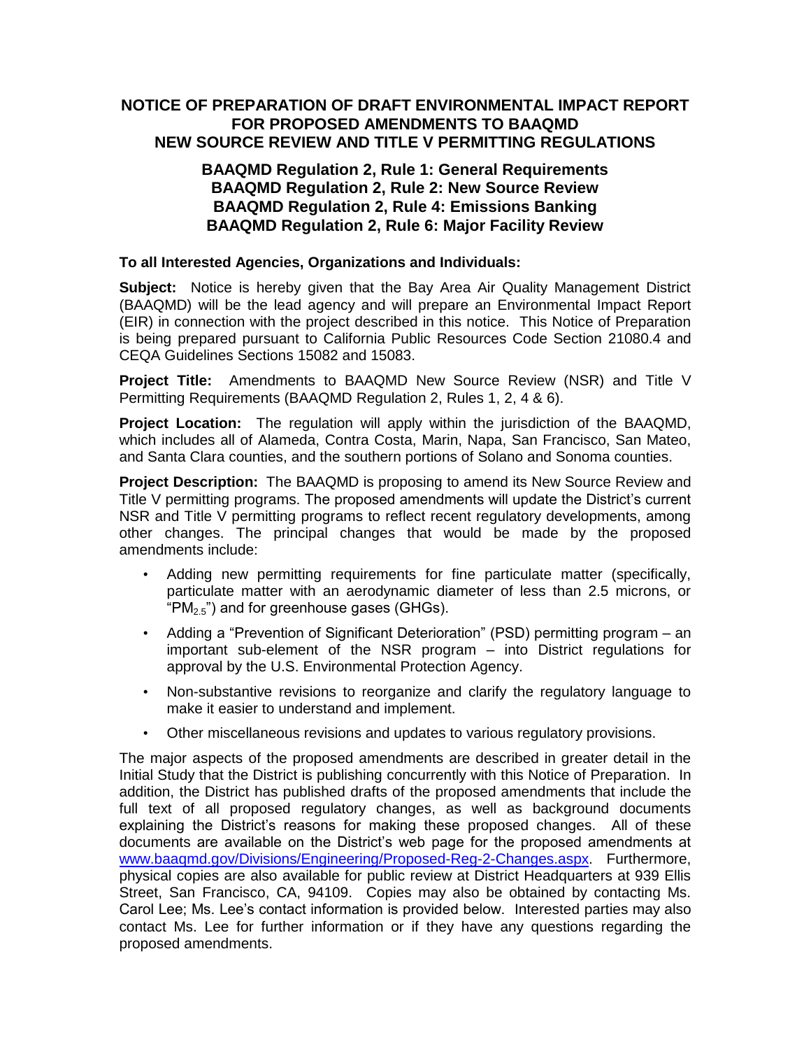# NOTICE OF PREPARATION OF DRAFT ENVIRONMENTAL IMPACT REPORT FOR PROPOSED AMENDMENTS TO BAAQMD NEW SOURCE REVIEW AND TITLE V PERMITTING REGULATIONS

## BAAQMD Regulation 2, Rule 1: General Requirements
## BAAQMD Regulation 2, Rule 2: New Source Review
## BAAQMD Regulation 2, Rule 4: Emissions Banking
## BAAQMD Regulation 2, Rule 6: Major Facility Review

**To all Interested Agencies, Organizations and Individuals:**

**Subject:** Notice is hereby given that the Bay Area Air Quality Management District (BAAQMD) will be the lead agency and will prepare an Environmental Impact Report (EIR) in connection with the project described in this notice. This Notice of Preparation is being prepared pursuant to California Public Resources Code Section 21080.4 and CEQA Guidelines Sections 15082 and 15083.

**Project Title:** Amendments to BAAQMD New Source Review (NSR) and Title V Permitting Requirements (BAAQMD Regulation 2, Rules 1, 2, 4 & 6).

**Project Location:** The regulation will apply within the jurisdiction of the BAAQMD, which includes all of Alameda, Contra Costa, Marin, Napa, San Francisco, San Mateo, and Santa Clara counties, and the southern portions of Solano and Sonoma counties.

**Project Description:** The BAAQMD is proposing to amend its New Source Review and Title V permitting programs. The proposed amendments will update the District's current NSR and Title V permitting programs to reflect recent regulatory developments, among other changes. The principal changes that would be made by the proposed amendments include:

- Adding new permitting requirements for fine particulate matter (specifically, particulate matter with an aerodynamic diameter of less than 2.5 microns, or "$PM_{2.5}$") and for greenhouse gases (GHGs).
- Adding a "Prevention of Significant Deterioration" (PSD) permitting program – an important sub-element of the NSR program – into District regulations for approval by the U.S. Environmental Protection Agency.
- Non-substantive revisions to reorganize and clarify the regulatory language to make it easier to understand and implement.
- Other miscellaneous revisions and updates to various regulatory provisions.

The major aspects of the proposed amendments are described in greater detail in the Initial Study that the District is publishing concurrently with this Notice of Preparation. In addition, the District has published drafts of the proposed amendments that include the full text of all proposed regulatory changes, as well as background documents explaining the District's reasons for making these proposed changes. All of these documents are available on the District's web page for the proposed amendments at www.baaqmd.gov/Divisions/Engineering/Proposed-Reg-2-Changes.aspx. Furthermore, physical copies are also available for public review at District Headquarters at 939 Ellis Street, San Francisco, CA, 94109. Copies may also be obtained by contacting Ms. Carol Lee; Ms. Lee's contact information is provided below. Interested parties may also contact Ms. Lee for further information or if they have any questions regarding the proposed amendments.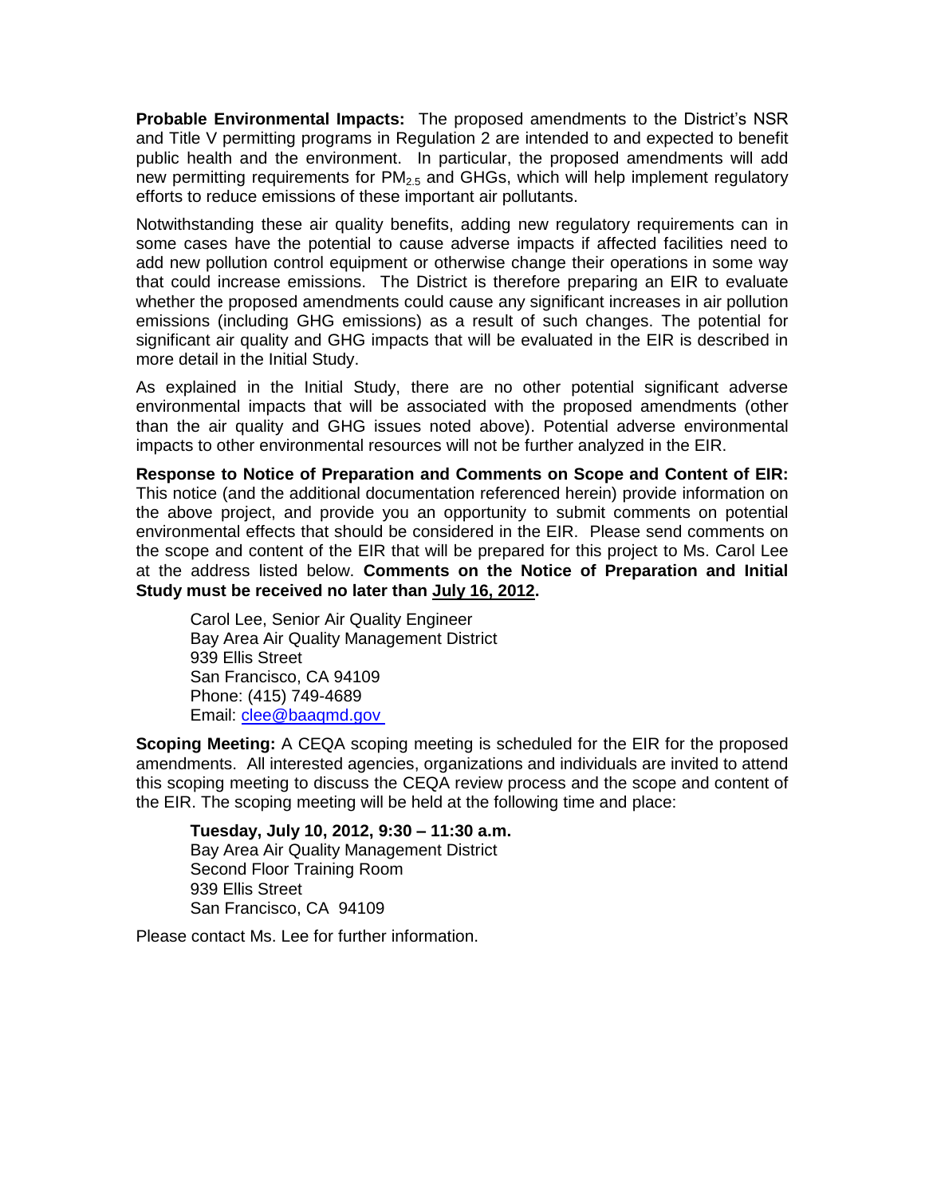**Probable Environmental Impacts:** The proposed amendments to the District's NSR and Title V permitting programs in Regulation 2 are intended to and expected to benefit public health and the environment. In particular, the proposed amendments will add new permitting requirements for $PM_{2.5}$ and GHGs, which will help implement regulatory efforts to reduce emissions of these important air pollutants.

Notwithstanding these air quality benefits, adding new regulatory requirements can in some cases have the potential to cause adverse impacts if affected facilities need to add new pollution control equipment or otherwise change their operations in some way that could increase emissions. The District is therefore preparing an EIR to evaluate whether the proposed amendments could cause any significant increases in air pollution emissions (including GHG emissions) as a result of such changes. The potential for significant air quality and GHG impacts that will be evaluated in the EIR is described in more detail in the Initial Study.

As explained in the Initial Study, there are no other potential significant adverse environmental impacts that will be associated with the proposed amendments (other than the air quality and GHG issues noted above). Potential adverse environmental impacts to other environmental resources will not be further analyzed in the EIR.

**Response to Notice of Preparation and Comments on Scope and Content of EIR:** This notice (and the additional documentation referenced herein) provide information on the above project, and provide you an opportunity to submit comments on potential environmental effects that should be considered in the EIR. Please send comments on the scope and content of the EIR that will be prepared for this project to Ms. Carol Lee at the address listed below. **Comments on the Notice of Preparation and Initial Study must be received no later than July 16, 2012.**

Carol Lee, Senior Air Quality Engineer
Bay Area Air Quality Management District
939 Ellis Street
San Francisco, CA 94109
Phone: (415) 749-4689
Email: clee@baaqmd.gov

**Scoping Meeting:** A CEQA scoping meeting is scheduled for the EIR for the proposed amendments. All interested agencies, organizations and individuals are invited to attend this scoping meeting to discuss the CEQA review process and the scope and content of the EIR. The scoping meeting will be held at the following time and place:

**Tuesday, July 10, 2012, 9:30 – 11:30 a.m.**
Bay Area Air Quality Management District
Second Floor Training Room
939 Ellis Street
San Francisco, CA 94109

Please contact Ms. Lee for further information.